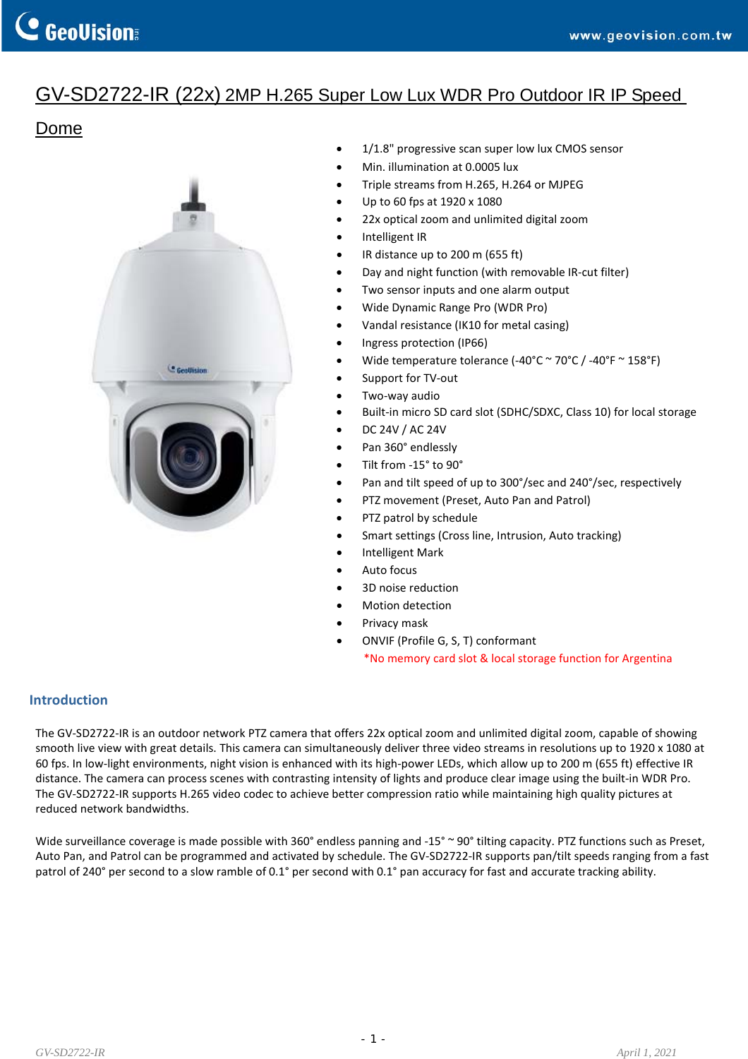# GV-SD2722-IR (22x) 2MP H.265 Super Low Lux WDR Pro Outdoor IR IP Speed Dome

- 1/1.8" progressive scan super low lux CMOS sensor
- Min. illumination at 0.0005 lux
- Triple streams from H.265, H.264 or MJPEG
- Up to 60 fps at 1920 x 1080
- 22x optical zoom and unlimited digital zoom
- Intelligent IR
- IR distance up to 200 m (655 ft)
- Day and night function (with removable IR-cut filter)
- Two sensor inputs and one alarm output
- Wide Dynamic Range Pro (WDR Pro)
- Vandal resistance (IK10 for metal casing)
- Ingress protection (IP66)
- Wide temperature tolerance (-40°C ~ 70°C / -40°F ~ 158°F)
- Support for TV-out
- Two-way audio
- Built-in micro SD card slot (SDHC/SDXC, Class 10) for local storage
- DC 24V / AC 24V
- Pan 360° endlessly
- Tilt from -15° to 90°
- Pan and tilt speed of up to 300°/sec and 240°/sec, respectively
- PTZ movement (Preset, Auto Pan and Patrol)
- PTZ patrol by schedule
- Smart settings (Cross line, Intrusion, Auto tracking)
- Intelligent Mark
- Auto focus
- 3D noise reduction
- Motion detection
- Privacy mask
- ONVIF (Profile G, S, T) conformant

*No memory card slot & local storage function for Argentina

## Introduction

The GV-SD2722-IR is an outdoor network PTZ camera that offers 22x optical zoom and unlimited digital zoom, capable of showing smooth live view with great details. This camera can simultaneously deliver three video streams in resolutions up to 1920 x 1080 at 60 fps. In low-light environments, night vision is enhanced with its high-power LEDs, which allow up to 200 m (655 ft) effective IR distance. The camera can process scenes with contrasting intensity of lights and produce clear image using the built-in WDR Pro. The GV-SD2722-IR supports H.265 video codec to achieve better compression ratio while maintaining high quality pictures at reduced network bandwidths.

Wide surveillance coverage is made possible with 360° endless panning and -15° ~ 90° tilting capacity. PTZ functions such as Preset, Auto Pan, and Patrol can be programmed and activated by schedule. The GV-SD2722-IR supports pan/tilt speeds ranging from a fast patrol of 240° per second to a slow ramble of 0.1° per second with 0.1° pan accuracy for fast and accurate tracking ability.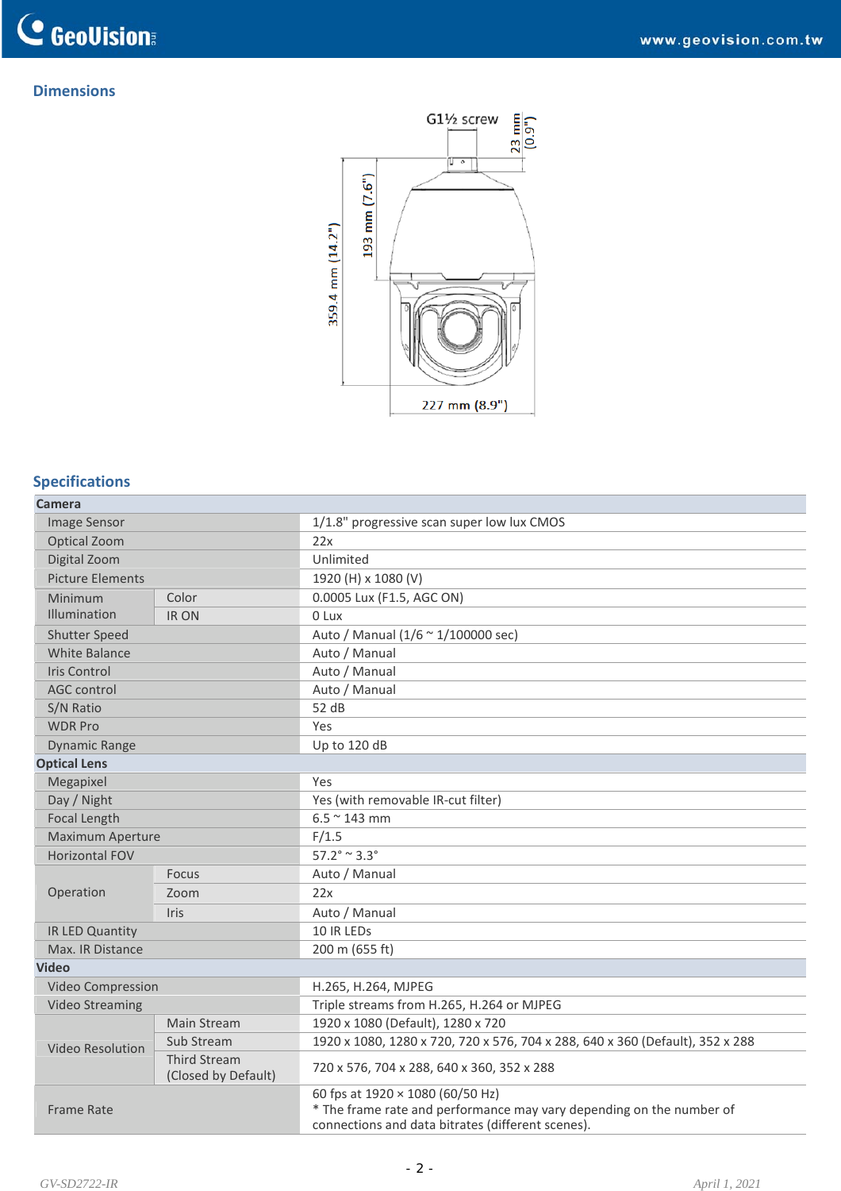## Dimensions

G1½ screw

23 mm (0.9")

193 mm (7.6")

359.4 mm (14.2")

227 mm (8.9")

## Specifications

| | | |
|---|---|---|
| **Camera** | | |
| Image Sensor | | 1/1.8" progressive scan super low lux CMOS |
| Optical Zoom | | 22x |
| Digital Zoom | | Unlimited |
| Picture Elements | | 1920 (H) x 1080 (V) |
| Minimum Illumination | Color | 0.0005 Lux (F1.5, AGC ON) |
| | IR ON | 0 Lux |
| Shutter Speed | | Auto / Manual (1/6 ~ 1/100000 sec) |
| White Balance | | Auto / Manual |
| Iris Control | | Auto / Manual |
| AGC control | | Auto / Manual |
| S/N Ratio | | 52 dB |
| WDR Pro | | Yes |
| Dynamic Range | | Up to 120 dB |
| **Optical Lens** | | |
| Megapixel | | Yes |
| Day / Night | | Yes (with removable IR-cut filter) |
| Focal Length | | 6.5 ~ 143 mm |
| Maximum Aperture | | F/1.5 |
| Horizontal FOV | | 57.2° ~ 3.3° |
| Operation | Focus | Auto / Manual |
| | Zoom | 22x |
| | Iris | Auto / Manual |
| IR LED Quantity | | 10 IR LEDs |
| Max. IR Distance | | 200 m (655 ft) |
| **Video** | | |
| Video Compression | | H.265, H.264, MJPEG |
| Video Streaming | | Triple streams from H.265, H.264 or MJPEG |
| Video Resolution | Main Stream | 1920 x 1080 (Default), 1280 x 720 |
| | Sub Stream | 1920 x 1080, 1280 x 720, 720 x 576, 704 x 288, 640 x 360 (Default), 352 x 288 |
| | Third Stream (Closed by Default) | 720 x 576, 704 x 288, 640 x 360, 352 x 288 |
| Frame Rate | | 60 fps at 1920 × 1080 (60/50 Hz)<br>* The frame rate and performance may vary depending on the number of connections and data bitrates (different scenes). |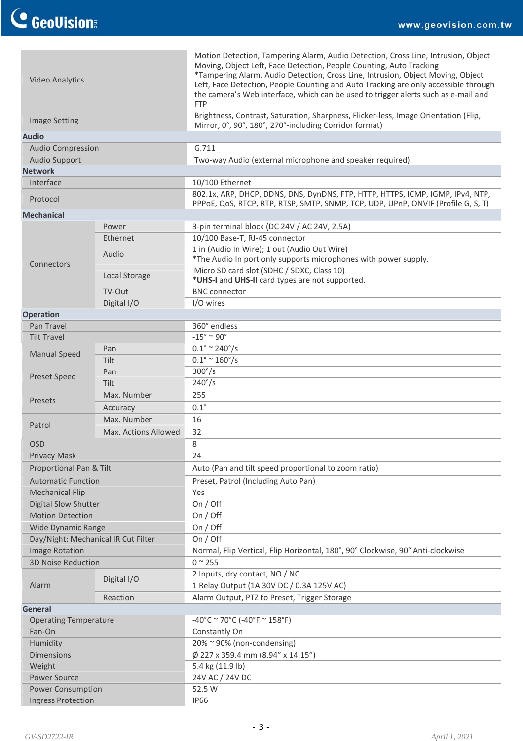| | | |
|---|---|---|
| Video Analytics | | Motion Detection, Tampering Alarm, Audio Detection, Cross Line, Intrusion, Object Moving, Object Left, Face Detection, People Counting, Auto Tracking<br>*Tampering Alarm, Audio Detection, Cross Line, Intrusion, Object Moving, Object Left, Face Detection, People Counting and Auto Tracking are only accessible through the camera's Web interface, which can be used to trigger alerts such as e-mail and FTP |
| Image Setting | | Brightness, Contrast, Saturation, Sharpness, Flicker-less, Image Orientation (Flip, Mirror, 0°, 90°, 180°, 270°-including Corridor format) |
| **Audio** | | |
| Audio Compression | | G.711 |
| Audio Support | | Two-way Audio (external microphone and speaker required) |
| **Network** | | |
| Interface | | 10/100 Ethernet |
| Protocol | | 802.1x, ARP, DHCP, DDNS, DNS, DynDNS, FTP, HTTP, HTTPS, ICMP, IGMP, IPv4, NTP, PPPoE, QoS, RTCP, RTP, RTSP, SMTP, SNMP, TCP, UDP, UPnP, ONVIF (Profile G, S, T) |
| **Mechanical** | | |
| Connectors | Power | 3-pin terminal block (DC 24V / AC 24V, 2.5A) |
| | Ethernet | 10/100 Base-T, RJ-45 connector |
| | Audio | 1 in (Audio In Wire); 1 out (Audio Out Wire)<br>*The Audio In port only supports microphones with power supply. |
| | Local Storage | Micro SD card slot (SDHC / SDXC, Class 10)<br>***UHS-I** and **UHS-II** card types are not supported. |
| | TV-Out | BNC connector |
| | Digital I/O | I/O wires |
| **Operation** | | |
| Pan Travel | | 360° endless |
| Tilt Travel | | -15° ~ 90° |
| Manual Speed | Pan | 0.1° ~ 240°/s |
| | Tilt | 0.1° ~ 160°/s |
| Preset Speed | Pan | 300°/s |
| | Tilt | 240°/s |
| Presets | Max. Number | 255 |
| | Accuracy | 0.1° |
| Patrol | Max. Number | 16 |
| | Max. Actions Allowed | 32 |
| OSD | | 8 |
| Privacy Mask | | 24 |
| Proportional Pan & Tilt | | Auto (Pan and tilt speed proportional to zoom ratio) |
| Automatic Function | | Preset, Patrol (Including Auto Pan) |
| Mechanical Flip | | Yes |
| Digital Slow Shutter | | On / Off |
| Motion Detection | | On / Off |
| Wide Dynamic Range | | On / Off |
| Day/Night: Mechanical IR Cut Filter | | On / Off |
| Image Rotation | | Normal, Flip Vertical, Flip Horizontal, 180°, 90° Clockwise, 90° Anti-clockwise |
| 3D Noise Reduction | | 0 ~ 255 |
| Alarm | Digital I/O | 2 Inputs, dry contact, NO / NC |
| | | 1 Relay Output (1A 30V DC / 0.3A 125V AC) |
| | Reaction | Alarm Output, PTZ to Preset, Trigger Storage |
| **General** | | |
| Operating Temperature | | -40°C ~ 70°C (-40°F ~ 158°F) |
| Fan-On | | Constantly On |
| Humidity | | 20% ~ 90% (non-condensing) |
| Dimensions | | Ø 227 x 359.4 mm (8.94" x 14.15") |
| Weight | | 5.4 kg (11.9 lb) |
| Power Source | | 24V AC / 24V DC |
| Power Consumption | | 52.5 W |
| Ingress Protection | | IP66 |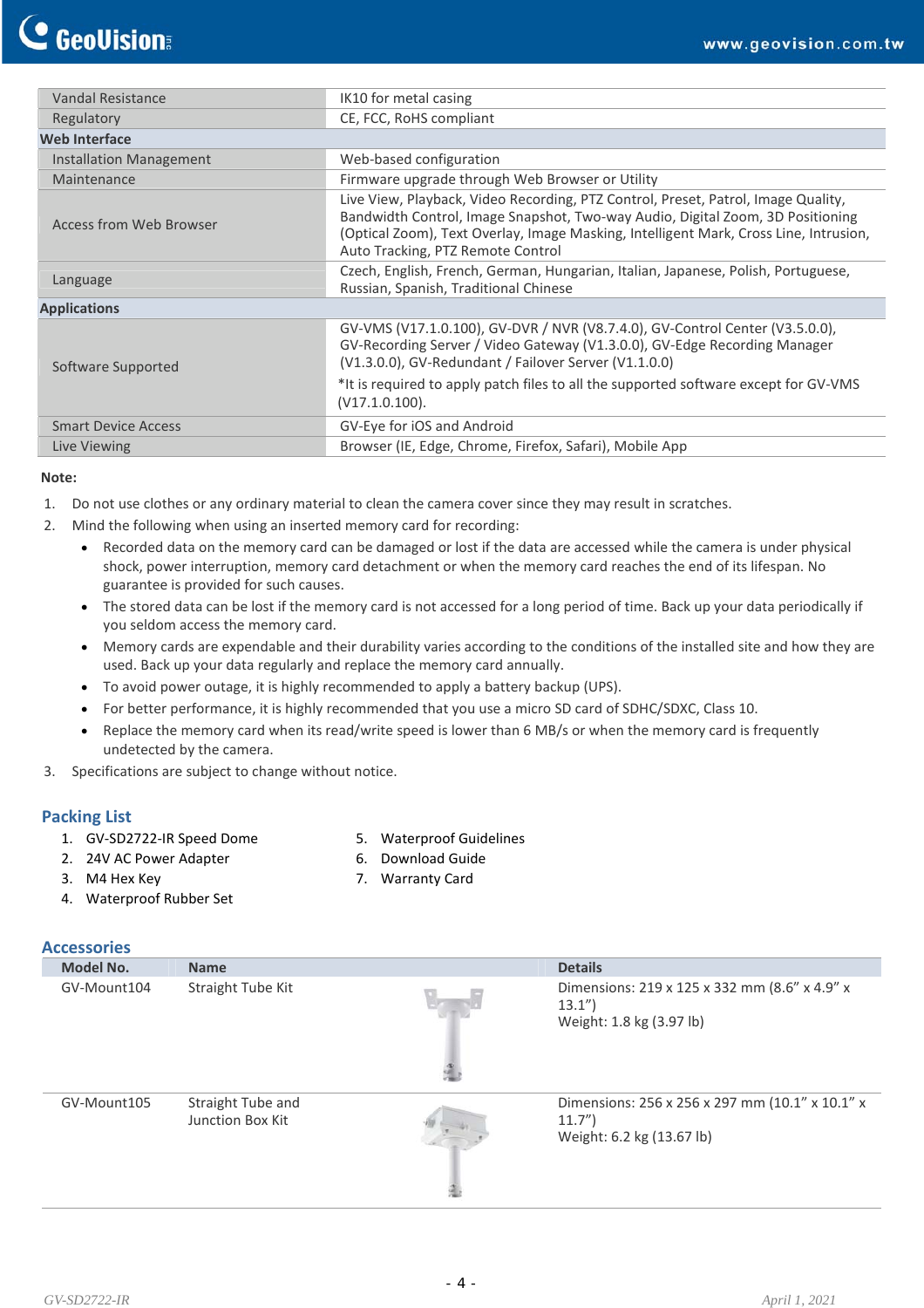| | |
|---|---|
| Vandal Resistance | IK10 for metal casing |
| Regulatory | CE, FCC, RoHS compliant |
| **Web Interface** | |
| Installation Management | Web-based configuration |
| Maintenance | Firmware upgrade through Web Browser or Utility |
| Access from Web Browser | Live View, Playback, Video Recording, PTZ Control, Preset, Patrol, Image Quality, Bandwidth Control, Image Snapshot, Two-way Audio, Digital Zoom, 3D Positioning (Optical Zoom), Text Overlay, Image Masking, Intelligent Mark, Cross Line, Intrusion, Auto Tracking, PTZ Remote Control |
| Language | Czech, English, French, German, Hungarian, Italian, Japanese, Polish, Portuguese, Russian, Spanish, Traditional Chinese |
| **Applications** | |
| Software Supported | GV-VMS (V17.1.0.100), GV-DVR / NVR (V8.7.4.0), GV-Control Center (V3.5.0.0), GV-Recording Server / Video Gateway (V1.3.0.0), GV-Edge Recording Manager (V1.3.0.0), GV-Redundant / Failover Server (V1.1.0.0)<br>*It is required to apply patch files to all the supported software except for GV-VMS (V17.1.0.100). |
| Smart Device Access | GV-Eye for iOS and Android |
| Live Viewing | Browser (IE, Edge, Chrome, Firefox, Safari), Mobile App |

**Note:**

1. Do not use clothes or any ordinary material to clean the camera cover since they may result in scratches.
2. Mind the following when using an inserted memory card for recording:
   - Recorded data on the memory card can be damaged or lost if the data are accessed while the camera is under physical shock, power interruption, memory card detachment or when the memory card reaches the end of its lifespan. No guarantee is provided for such causes.
   - The stored data can be lost if the memory card is not accessed for a long period of time. Back up your data periodically if you seldom access the memory card.
   - Memory cards are expendable and their durability varies according to the conditions of the installed site and how they are used. Back up your data regularly and replace the memory card annually.
   - To avoid power outage, it is highly recommended to apply a battery backup (UPS).
   - For better performance, it is highly recommended that you use a micro SD card of SDHC/SDXC, Class 10.
   - Replace the memory card when its read/write speed is lower than 6 MB/s or when the memory card is frequently undetected by the camera.
3. Specifications are subject to change without notice.

## Packing List

1. GV-SD2722-IR Speed Dome
2. 24V AC Power Adapter
3. M4 Hex Key
4. Waterproof Rubber Set
5. Waterproof Guidelines
6. Download Guide
7. Warranty Card

## Accessories

| Model No. | Name | Details |
|---|---|---|
| GV-Mount104 | Straight Tube Kit | Dimensions: 219 x 125 x 332 mm (8.6” x 4.9” x 13.1”)<br>Weight: 1.8 kg (3.97 lb) |
| GV-Mount105 | Straight Tube and Junction Box Kit | Dimensions: 256 x 256 x 297 mm (10.1” x 10.1” x 11.7”)<br>Weight: 6.2 kg (13.67 lb) |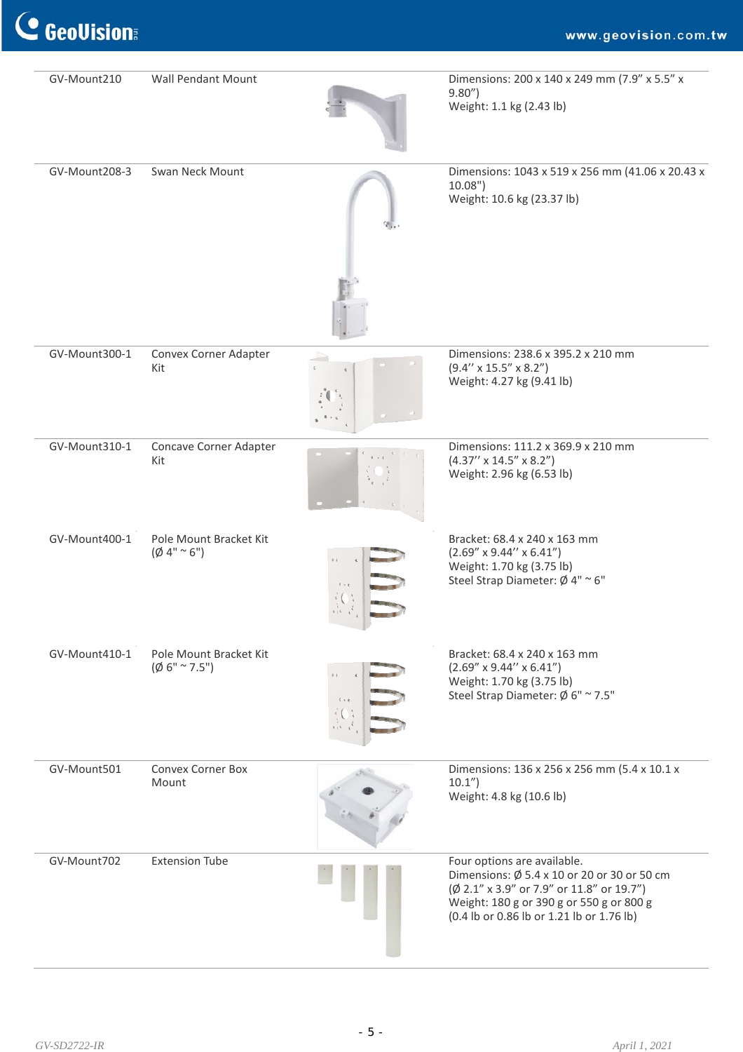| | | |
|---|---|---|
| GV-Mount210 | Wall Pendant Mount | Dimensions: 200 x 140 x 249 mm (7.9" x 5.5" x 9.80")<br>Weight: 1.1 kg (2.43 lb) |
| GV-Mount208-3 | Swan Neck Mount | Dimensions: 1043 x 519 x 256 mm (41.06 x 20.43 x 10.08")<br>Weight: 10.6 kg (23.37 lb) |
| GV-Mount300-1 | Convex Corner Adapter Kit | Dimensions: 238.6 x 395.2 x 210 mm (9.4" x 15.5" x 8.2")<br>Weight: 4.27 kg (9.41 lb) |
| GV-Mount310-1 | Concave Corner Adapter Kit | Dimensions: 111.2 x 369.9 x 210 mm (4.37" x 14.5" x 8.2")<br>Weight: 2.96 kg (6.53 lb) |
| GV-Mount400-1 | Pole Mount Bracket Kit (Ø 4" ~ 6") | Bracket: 68.4 x 240 x 163 mm (2.69" x 9.44" x 6.41")<br>Weight: 1.70 kg (3.75 lb)<br>Steel Strap Diameter: Ø 4" ~ 6" |
| GV-Mount410-1 | Pole Mount Bracket Kit (Ø 6" ~ 7.5") | Bracket: 68.4 x 240 x 163 mm (2.69" x 9.44" x 6.41")<br>Weight: 1.70 kg (3.75 lb)<br>Steel Strap Diameter: Ø 6" ~ 7.5" |
| GV-Mount501 | Convex Corner Box Mount | Dimensions: 136 x 256 x 256 mm (5.4 x 10.1 x 10.1")<br>Weight: 4.8 kg (10.6 lb) |
| GV-Mount702 | Extension Tube | Four options are available.<br>Dimensions: Ø 5.4 x 10 or 20 or 30 or 50 cm (Ø 2.1" x 3.9" or 7.9" or 11.8" or 19.7")<br>Weight: 180 g or 390 g or 550 g or 800 g (0.4 lb or 0.86 lb or 1.21 lb or 1.76 lb) |